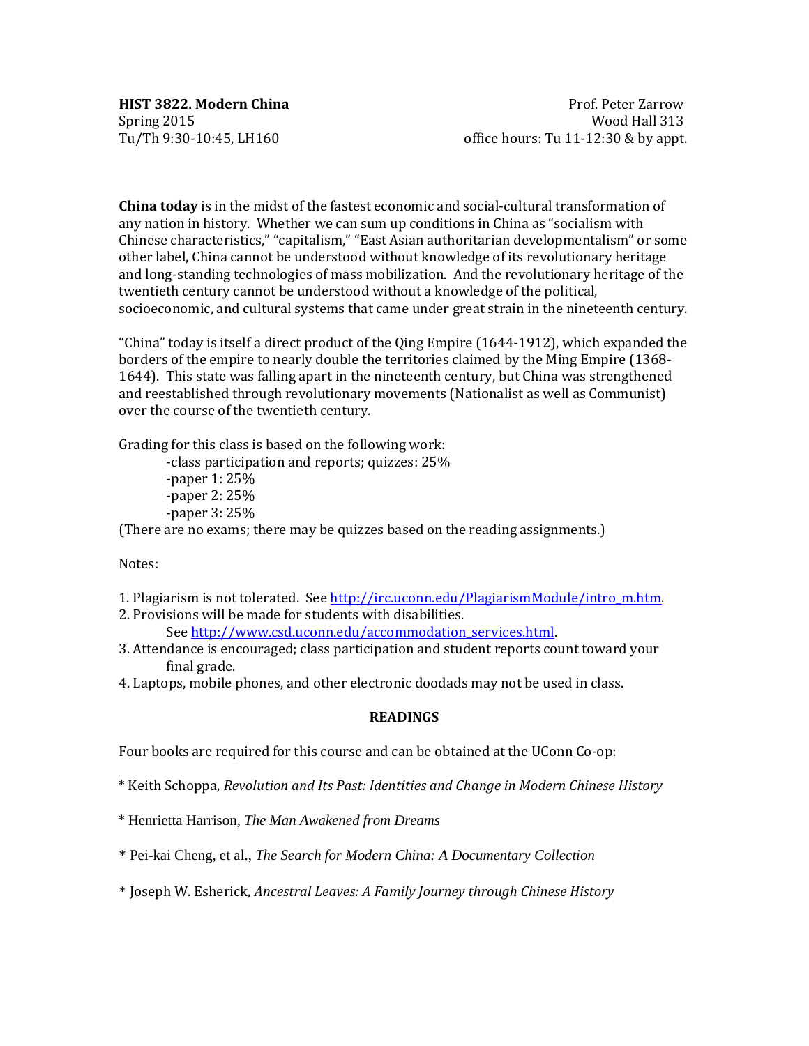**HIST 3822. Modern China**
Spring 2015
Tu/Th 9:30-10:45, LH160

Prof. Peter Zarrow
Wood Hall 313
office hours: Tu 11-12:30 & by appt.

**China today** is in the midst of the fastest economic and social-cultural transformation of any nation in history. Whether we can sum up conditions in China as "socialism with Chinese characteristics," "capitalism," "East Asian authoritarian developmentalism" or some other label, China cannot be understood without knowledge of its revolutionary heritage and long-standing technologies of mass mobilization. And the revolutionary heritage of the twentieth century cannot be understood without a knowledge of the political, socioeconomic, and cultural systems that came under great strain in the nineteenth century.

"China" today is itself a direct product of the Qing Empire (1644-1912), which expanded the borders of the empire to nearly double the territories claimed by the Ming Empire (1368-1644). This state was falling apart in the nineteenth century, but China was strengthened and reestablished through revolutionary movements (Nationalist as well as Communist) over the course of the twentieth century.

Grading for this class is based on the following work:

- class participation and reports; quizzes: 25%
- paper 1: 25%
- paper 2: 25%
- paper 3: 25%

(There are no exams; there may be quizzes based on the reading assignments.)

Notes:

1. Plagiarism is not tolerated. See http://irc.uconn.edu/PlagiarismModule/intro_m.htm.
2. Provisions will be made for students with disabilities.
   See http://www.csd.uconn.edu/accommodation_services.html.
3. Attendance is encouraged; class participation and student reports count toward your final grade.
4. Laptops, mobile phones, and other electronic doodads may not be used in class.

## READINGS

Four books are required for this course and can be obtained at the UConn Co-op:

* Keith Schoppa, *Revolution and Its Past: Identities and Change in Modern Chinese History*

* Henrietta Harrison, *The Man Awakened from Dreams*

* Pei-kai Cheng, et al., *The Search for Modern China: A Documentary Collection*

* Joseph W. Esherick, *Ancestral Leaves: A Family Journey through Chinese History*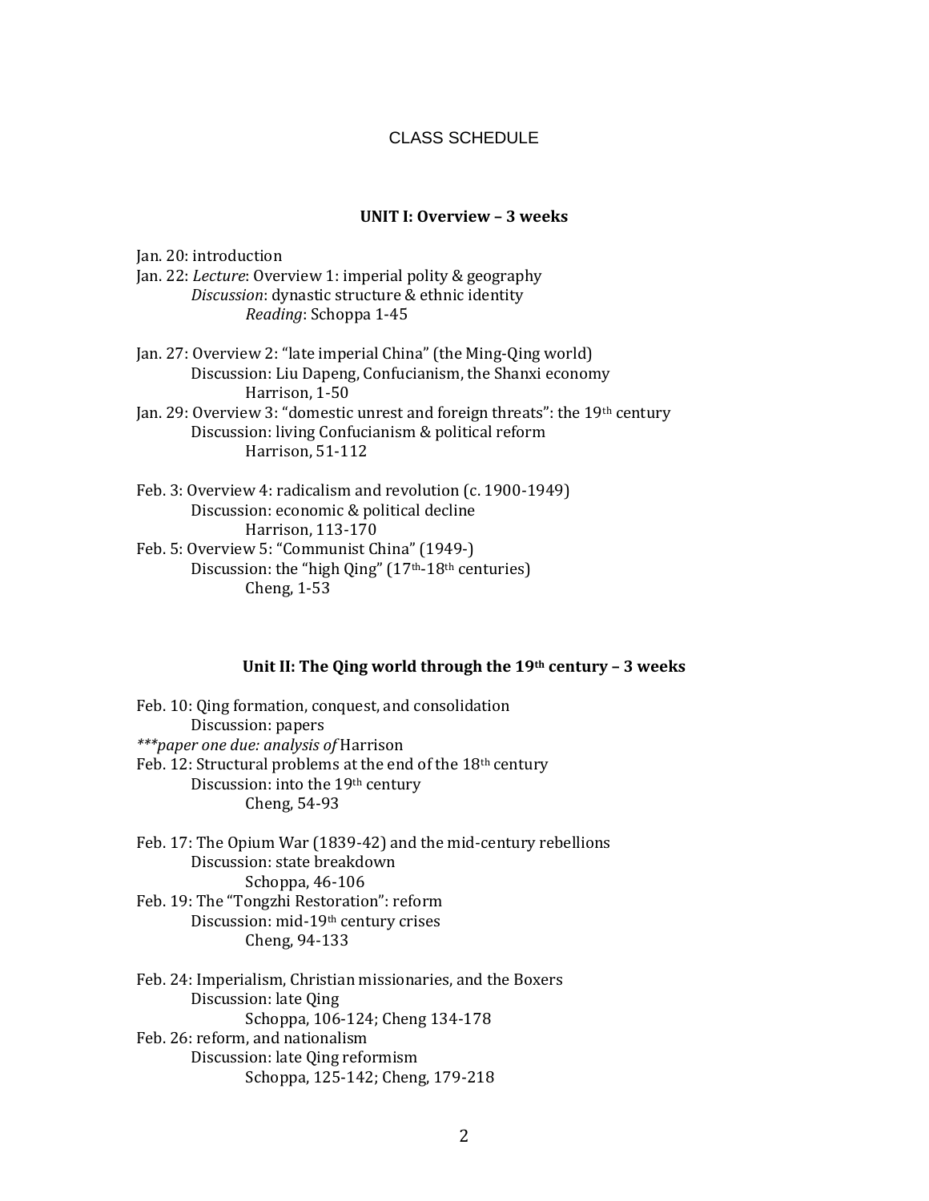# CLASS SCHEDULE

## UNIT I: Overview – 3 weeks

Jan. 20: introduction
Jan. 22: *Lecture*: Overview 1: imperial polity & geography
*Discussion*: dynastic structure & ethnic identity
*Reading*: Schoppa 1-45

Jan. 27: Overview 2: "late imperial China" (the Ming-Qing world)
Discussion: Liu Dapeng, Confucianism, the Shanxi economy
Harrison, 1-50
Jan. 29: Overview 3: "domestic unrest and foreign threats": the 19th century
Discussion: living Confucianism & political reform
Harrison, 51-112

Feb. 3: Overview 4: radicalism and revolution (c. 1900-1949)
Discussion: economic & political decline
Harrison, 113-170
Feb. 5: Overview 5: "Communist China" (1949-)
Discussion: the "high Qing" (17th-18th centuries)
Cheng, 1-53

## Unit II: The Qing world through the 19th century – 3 weeks

Feb. 10: Qing formation, conquest, and consolidation
Discussion: papers
****paper one due: analysis of* Harrison
Feb. 12: Structural problems at the end of the 18th century
Discussion: into the 19th century
Cheng, 54-93

Feb. 17: The Opium War (1839-42) and the mid-century rebellions
Discussion: state breakdown
Schoppa, 46-106
Feb. 19: The "Tongzhi Restoration": reform
Discussion: mid-19th century crises
Cheng, 94-133

Feb. 24: Imperialism, Christian missionaries, and the Boxers
Discussion: late Qing
Schoppa, 106-124; Cheng 134-178
Feb. 26: reform, and nationalism
Discussion: late Qing reformism
Schoppa, 125-142; Cheng, 179-218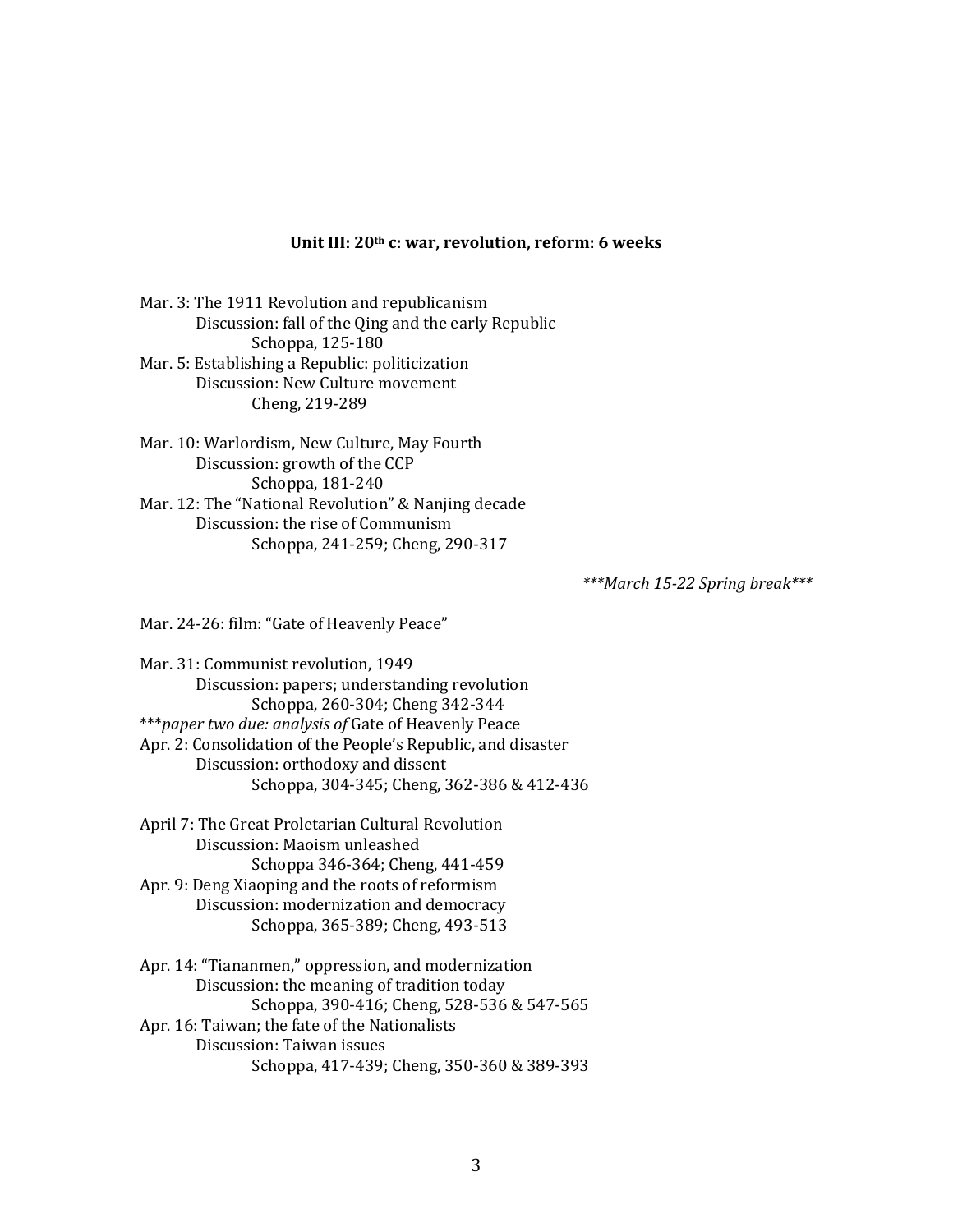**Unit III: 20th c: war, revolution, reform: 6 weeks**

Mar. 3: The 1911 Revolution and republicanism
 Discussion: fall of the Qing and the early Republic
  Schoppa, 125-180
Mar. 5: Establishing a Republic: politicization
 Discussion: New Culture movement
  Cheng, 219-289

Mar. 10: Warlordism, New Culture, May Fourth
 Discussion: growth of the CCP
  Schoppa, 181-240
Mar. 12: The "National Revolution" & Nanjing decade
 Discussion: the rise of Communism
  Schoppa, 241-259; Cheng, 290-317

*\*\*\*March 15-22 Spring break\*\*\**

Mar. 24-26: film: "Gate of Heavenly Peace"

Mar. 31: Communist revolution, 1949
 Discussion: papers; understanding revolution
  Schoppa, 260-304; Cheng 342-344
\*\*\**paper two due: analysis of* Gate of Heavenly Peace
Apr. 2: Consolidation of the People's Republic, and disaster
 Discussion: orthodoxy and dissent
  Schoppa, 304-345; Cheng, 362-386 & 412-436

April 7: The Great Proletarian Cultural Revolution
 Discussion: Maoism unleashed
  Schoppa 346-364; Cheng, 441-459
Apr. 9: Deng Xiaoping and the roots of reformism
 Discussion: modernization and democracy
  Schoppa, 365-389; Cheng, 493-513

Apr. 14: "Tiananmen," oppression, and modernization
 Discussion: the meaning of tradition today
  Schoppa, 390-416; Cheng, 528-536 & 547-565
Apr. 16: Taiwan; the fate of the Nationalists
 Discussion: Taiwan issues
  Schoppa, 417-439; Cheng, 350-360 & 389-393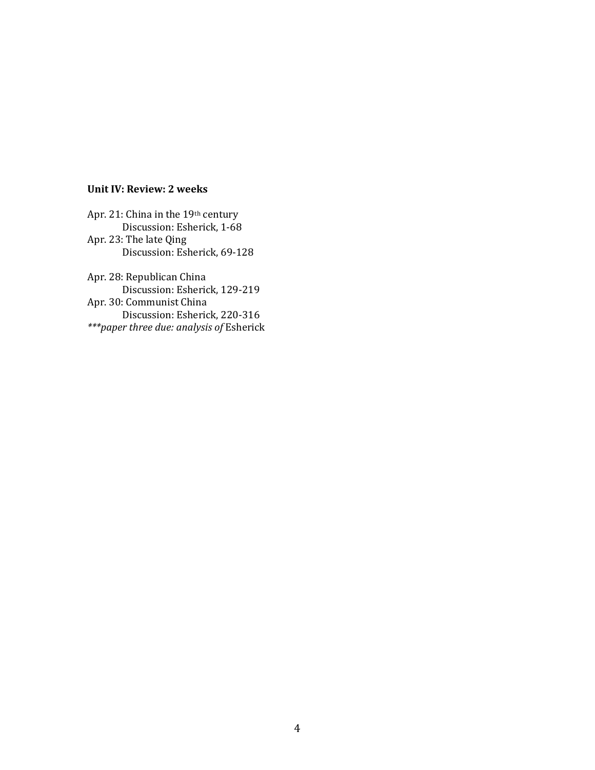**Unit IV: Review: 2 weeks**

Apr. 21: China in the 19th century
Discussion: Esherick, 1-68
Apr. 23: The late Qing
Discussion: Esherick, 69-128

Apr. 28: Republican China
Discussion: Esherick, 129-219
Apr. 30: Communist China
Discussion: Esherick, 220-316
****\*\*paper three due: analysis of*** Esherick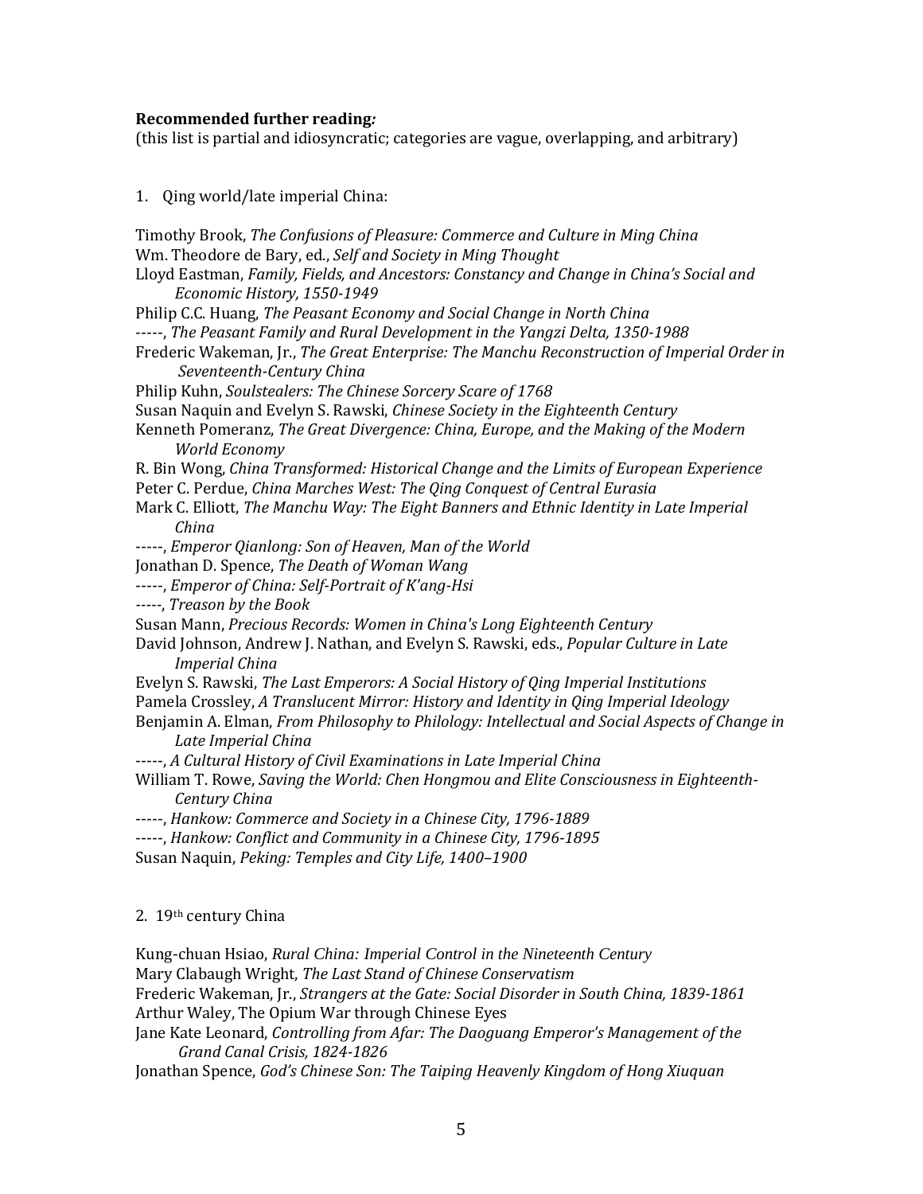**Recommended further reading*:***
(this list is partial and idiosyncratic; categories are vague, overlapping, and arbitrary)

1. Qing world/late imperial China:

Timothy Brook, *The Confusions of Pleasure: Commerce and Culture in Ming China*
Wm. Theodore de Bary, ed., *Self and Society in Ming Thought*
Lloyd Eastman, *Family, Fields, and Ancestors: Constancy and Change in China's Social and Economic History, 1550-1949*
Philip C.C. Huang, *The Peasant Economy and Social Change in North China*
-----, *The Peasant Family and Rural Development in the Yangzi Delta, 1350-1988*
Frederic Wakeman, Jr., *The Great Enterprise: The Manchu Reconstruction of Imperial Order in Seventeenth-Century China*
Philip Kuhn, *Soulstealers: The Chinese Sorcery Scare of 1768*
Susan Naquin and Evelyn S. Rawski, *Chinese Society in the Eighteenth Century*
Kenneth Pomeranz, *The Great Divergence: China, Europe, and the Making of the Modern World Economy*
R. Bin Wong, *China Transformed: Historical Change and the Limits of European Experience*
Peter C. Perdue, *China Marches West: The Qing Conquest of Central Eurasia*
Mark C. Elliott, *The Manchu Way: The Eight Banners and Ethnic Identity in Late Imperial China*
-----, *Emperor Qianlong: Son of Heaven, Man of the World*
Jonathan D. Spence, *The Death of Woman Wang*
-----, *Emperor of China: Self-Portrait of K'ang-Hsi*
-----, *Treason by the Book*
Susan Mann, *Precious Records: Women in China's Long Eighteenth Century*
David Johnson, Andrew J. Nathan, and Evelyn S. Rawski, eds., *Popular Culture in Late Imperial China*
Evelyn S. Rawski, *The Last Emperors: A Social History of Qing Imperial Institutions*
Pamela Crossley, *A Translucent Mirror: History and Identity in Qing Imperial Ideology*
Benjamin A. Elman, *From Philosophy to Philology: Intellectual and Social Aspects of Change in Late Imperial China*
-----, *A Cultural History of Civil Examinations in Late Imperial China*
William T. Rowe, *Saving the World: Chen Hongmou and Elite Consciousness in Eighteenth-Century China*
-----, *Hankow: Commerce and Society in a Chinese City, 1796-1889*
-----, *Hankow: Conflict and Community in a Chinese City, 1796-1895*
Susan Naquin, *Peking: Temples and City Life, 1400–1900*

2. 19th century China

Kung-chuan Hsiao, *Rural China: Imperial Control in the Nineteenth Century*
Mary Clabaugh Wright, *The Last Stand of Chinese Conservatism*
Frederic Wakeman, Jr., *Strangers at the Gate: Social Disorder in South China, 1839-1861*
Arthur Waley, The Opium War through Chinese Eyes
Jane Kate Leonard, *Controlling from Afar: The Daoguang Emperor's Management of the Grand Canal Crisis, 1824-1826*
Jonathan Spence, *God's Chinese Son: The Taiping Heavenly Kingdom of Hong Xiuquan*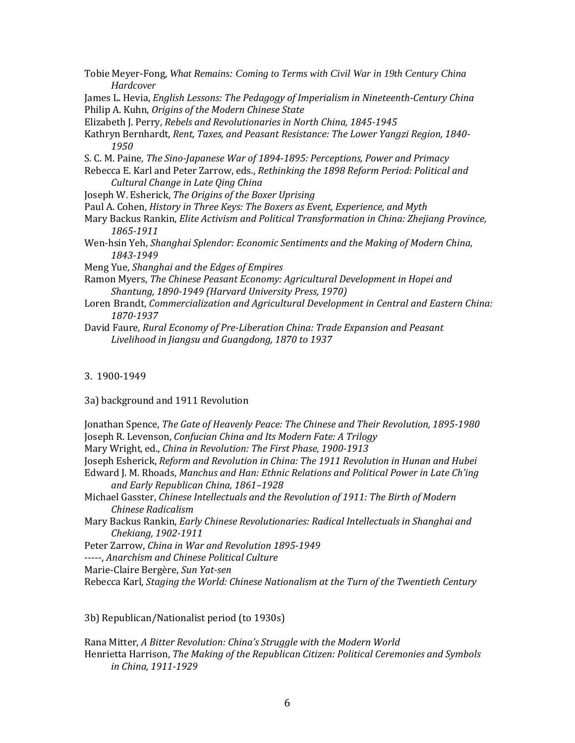Tobie Meyer-Fong, *What Remains: Coming to Terms with Civil War in 19th Century China Hardcover*

James L. Hevia, *English Lessons: The Pedagogy of Imperialism in Nineteenth-Century China*

Philip A. Kuhn, *Origins of the Modern Chinese State*

Elizabeth J. Perry, *Rebels and Revolutionaries in North China, 1845-1945*

Kathryn Bernhardt, *Rent, Taxes, and Peasant Resistance: The Lower Yangzi Region, 1840-1950*

S. C. M. Paine, *The Sino-Japanese War of 1894-1895: Perceptions, Power and Primacy*

Rebecca E. Karl and Peter Zarrow, eds., *Rethinking the 1898 Reform Period: Political and Cultural Change in Late Qing China*

Joseph W. Esherick, *The Origins of the Boxer Uprising*

Paul A. Cohen, *History in Three Keys: The Boxers as Event, Experience, and Myth*

Mary Backus Rankin, *Elite Activism and Political Transformation in China: Zhejiang Province, 1865-1911*

Wen-hsin Yeh, *Shanghai Splendor: Economic Sentiments and the Making of Modern China, 1843-1949*

Meng Yue, *Shanghai and the Edges of Empires*

Ramon Myers, *The Chinese Peasant Economy: Agricultural Development in Hopei and Shantung, 1890-1949 (Harvard University Press, 1970)*

Loren Brandt, *Commercialization and Agricultural Development in Central and Eastern China: 1870-1937*

David Faure, *Rural Economy of Pre-Liberation China: Trade Expansion and Peasant Livelihood in Jiangsu and Guangdong, 1870 to 1937*

3. 1900-1949

3a) background and 1911 Revolution

Jonathan Spence, *The Gate of Heavenly Peace: The Chinese and Their Revolution, 1895-1980*

Joseph R. Levenson, *Confucian China and Its Modern Fate: A Trilogy*

Mary Wright, ed., *China in Revolution: The First Phase, 1900-1913*

Joseph Esherick, *Reform and Revolution in China: The 1911 Revolution in Hunan and Hubei*

Edward J. M. Rhoads, *Manchus and Han: Ethnic Relations and Political Power in Late Ch'ing and Early Republican China, 1861–1928*

Michael Gasster, *Chinese Intellectuals and the Revolution of 1911: The Birth of Modern Chinese Radicalism*

Mary Backus Rankin, *Early Chinese Revolutionaries: Radical Intellectuals in Shanghai and Chekiang, 1902-1911*

Peter Zarrow, *China in War and Revolution 1895-1949*

-----, *Anarchism and Chinese Political Culture*

Marie-Claire Bergère, *Sun Yat-sen*

Rebecca Karl, *Staging the World: Chinese Nationalism at the Turn of the Twentieth Century*

3b) Republican/Nationalist period (to 1930s)

Rana Mitter, *A Bitter Revolution: China's Struggle with the Modern World*

Henrietta Harrison, *The Making of the Republican Citizen: Political Ceremonies and Symbols in China, 1911-1929*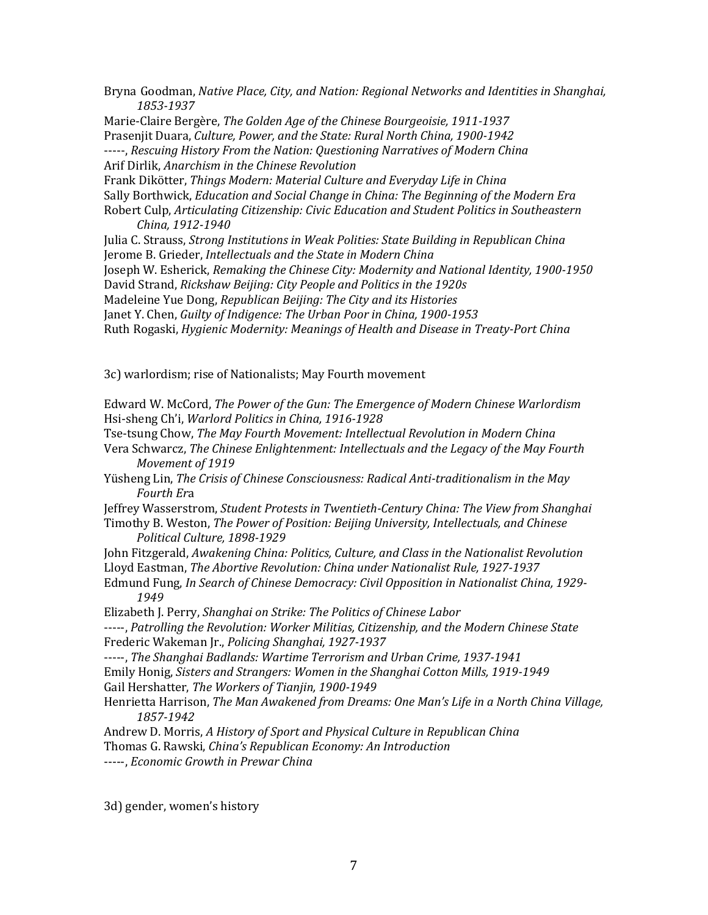Bryna Goodman, *Native Place, City, and Nation: Regional Networks and Identities in Shanghai, 1853-1937*
Marie-Claire Bergère, *The Golden Age of the Chinese Bourgeoisie, 1911-1937*
Prasenjit Duara, *Culture, Power, and the State: Rural North China, 1900-1942*
-----, *Rescuing History From the Nation: Questioning Narratives of Modern China*
Arif Dirlik, *Anarchism in the Chinese Revolution*
Frank Dikötter, *Things Modern: Material Culture and Everyday Life in China*
Sally Borthwick, *Education and Social Change in China: The Beginning of the Modern Era*
Robert Culp, *Articulating Citizenship: Civic Education and Student Politics in Southeastern China, 1912-1940*
Julia C. Strauss, *Strong Institutions in Weak Polities: State Building in Republican China*
Jerome B. Grieder, *Intellectuals and the State in Modern China*
Joseph W. Esherick, *Remaking the Chinese City: Modernity and National Identity, 1900-1950*
David Strand, *Rickshaw Beijing: City People and Politics in the 1920s*
Madeleine Yue Dong, *Republican Beijing: The City and its Histories*
Janet Y. Chen, *Guilty of Indigence: The Urban Poor in China, 1900-1953*
Ruth Rogaski, *Hygienic Modernity: Meanings of Health and Disease in Treaty-Port China*

3c) warlordism; rise of Nationalists; May Fourth movement

Edward W. McCord, *The Power of the Gun: The Emergence of Modern Chinese Warlordism*
Hsi-sheng Ch'i, *Warlord Politics in China, 1916-1928*
Tse-tsung Chow, *The May Fourth Movement: Intellectual Revolution in Modern China*
Vera Schwarcz, *The Chinese Enlightenment: Intellectuals and the Legacy of the May Fourth Movement of 1919*
Yüsheng Lin, *The Crisis of Chinese Consciousness: Radical Anti-traditionalism in the May Fourth Era*
Jeffrey Wasserstrom, *Student Protests in Twentieth-Century China: The View from Shanghai*
Timothy B. Weston, *The Power of Position: Beijing University, Intellectuals, and Chinese Political Culture, 1898-1929*
John Fitzgerald, *Awakening China: Politics, Culture, and Class in the Nationalist Revolution*
Lloyd Eastman, *The Abortive Revolution: China under Nationalist Rule, 1927-1937*
Edmund Fung, *In Search of Chinese Democracy: Civil Opposition in Nationalist China, 1929-1949*
Elizabeth J. Perry, *Shanghai on Strike: The Politics of Chinese Labor*
-----, *Patrolling the Revolution: Worker Militias, Citizenship, and the Modern Chinese State*
Frederic Wakeman Jr., *Policing Shanghai, 1927-1937*
-----, *The Shanghai Badlands: Wartime Terrorism and Urban Crime, 1937-1941*
Emily Honig, *Sisters and Strangers: Women in the Shanghai Cotton Mills, 1919-1949*
Gail Hershatter, *The Workers of Tianjin, 1900-1949*
Henrietta Harrison, *The Man Awakened from Dreams: One Man's Life in a North China Village, 1857-1942*
Andrew D. Morris, *A History of Sport and Physical Culture in Republican China*
Thomas G. Rawski, *China's Republican Economy: An Introduction*
-----, *Economic Growth in Prewar China*

3d) gender, women's history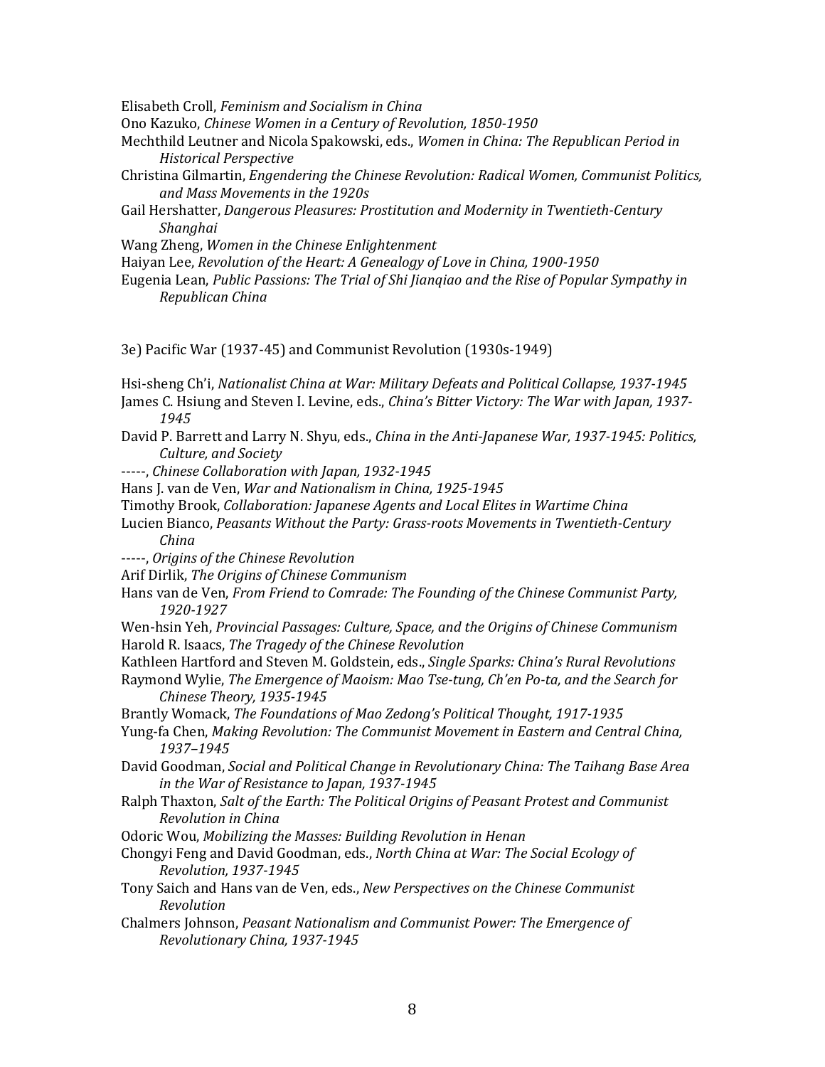Elisabeth Croll, *Feminism and Socialism in China*

Ono Kazuko, *Chinese Women in a Century of Revolution, 1850-1950*

Mechthild Leutner and Nicola Spakowski, eds., *Women in China: The Republican Period in Historical Perspective*

Christina Gilmartin, *Engendering the Chinese Revolution: Radical Women, Communist Politics, and Mass Movements in the 1920s*

Gail Hershatter, *Dangerous Pleasures: Prostitution and Modernity in Twentieth-Century Shanghai*

Wang Zheng, *Women in the Chinese Enlightenment*

Haiyan Lee, *Revolution of the Heart: A Genealogy of Love in China, 1900-1950*

Eugenia Lean, *Public Passions: The Trial of Shi Jianqiao and the Rise of Popular Sympathy in Republican China*

3e) Pacific War (1937-45) and Communist Revolution (1930s-1949)

Hsi-sheng Ch'i, *Nationalist China at War: Military Defeats and Political Collapse, 1937-1945*

James C. Hsiung and Steven I. Levine, eds., *China's Bitter Victory: The War with Japan, 1937-1945*

David P. Barrett and Larry N. Shyu, eds., *China in the Anti-Japanese War, 1937-1945: Politics, Culture, and Society*

-----, *Chinese Collaboration with Japan, 1932-1945*

Hans J. van de Ven, *War and Nationalism in China, 1925-1945*

Timothy Brook, *Collaboration: Japanese Agents and Local Elites in Wartime China*

Lucien Bianco, *Peasants Without the Party: Grass-roots Movements in Twentieth-Century China*

-----, *Origins of the Chinese Revolution*

Arif Dirlik, *The Origins of Chinese Communism*

Hans van de Ven, *From Friend to Comrade: The Founding of the Chinese Communist Party, 1920-1927*

Wen-hsin Yeh, *Provincial Passages: Culture, Space, and the Origins of Chinese Communism*

Harold R. Isaacs, *The Tragedy of the Chinese Revolution*

Kathleen Hartford and Steven M. Goldstein, eds., *Single Sparks: China's Rural Revolutions*

Raymond Wylie, *The Emergence of Maoism: Mao Tse-tung, Ch'en Po-ta, and the Search for Chinese Theory, 1935-1945*

Brantly Womack, *The Foundations of Mao Zedong's Political Thought, 1917-1935*

Yung-fa Chen, *Making Revolution: The Communist Movement in Eastern and Central China, 1937–1945*

David Goodman, *Social and Political Change in Revolutionary China: The Taihang Base Area in the War of Resistance to Japan, 1937-1945*

Ralph Thaxton, *Salt of the Earth: The Political Origins of Peasant Protest and Communist Revolution in China*

Odoric Wou, *Mobilizing the Masses: Building Revolution in Henan*

Chongyi Feng and David Goodman, eds., *North China at War: The Social Ecology of Revolution, 1937-1945*

Tony Saich and Hans van de Ven, eds., *New Perspectives on the Chinese Communist Revolution*

Chalmers Johnson, *Peasant Nationalism and Communist Power: The Emergence of Revolutionary China, 1937-1945*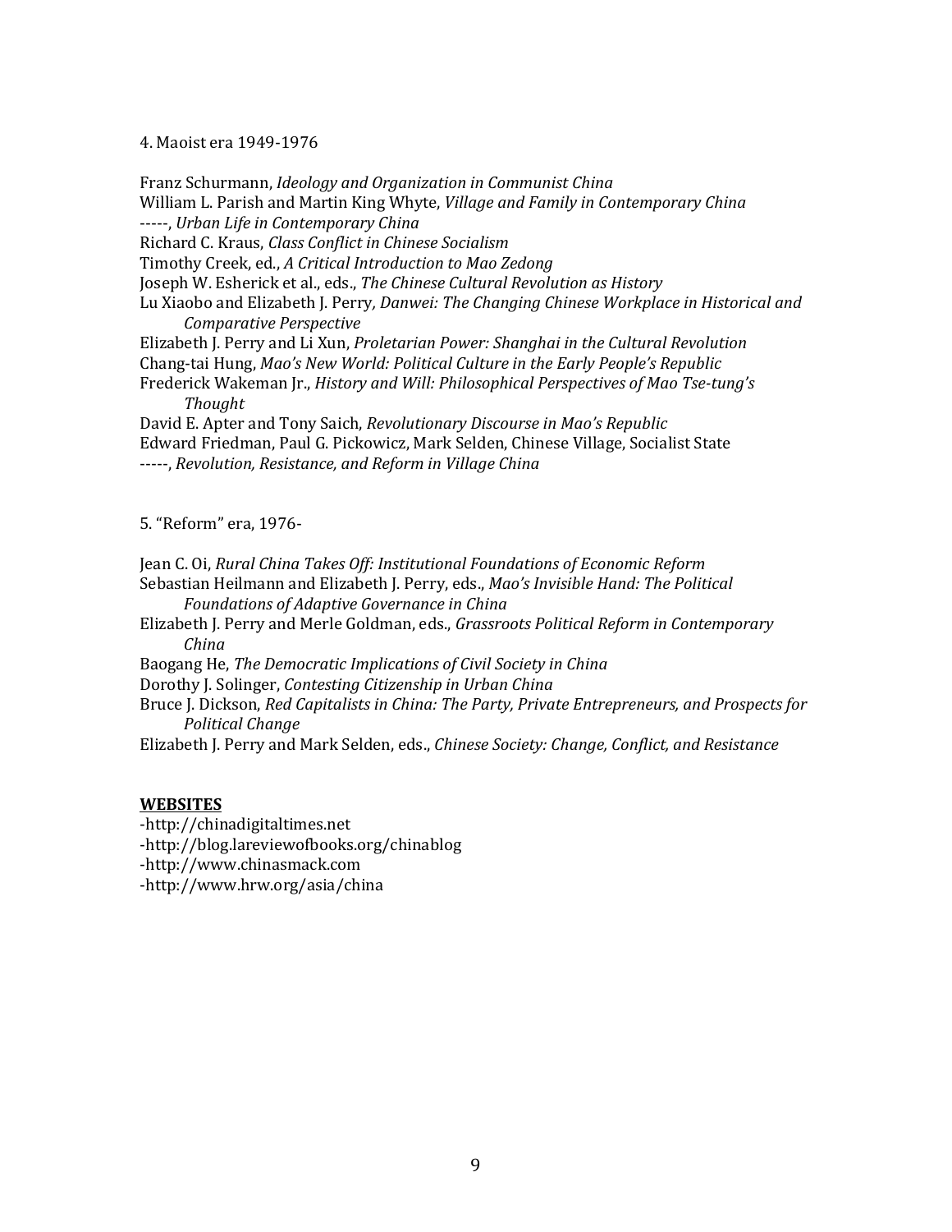4. Maoist era 1949-1976

Franz Schurmann, *Ideology and Organization in Communist China*
William L. Parish and Martin King Whyte, *Village and Family in Contemporary China*
-----, *Urban Life in Contemporary China*
Richard C. Kraus, *Class Conflict in Chinese Socialism*
Timothy Creek, ed., *A Critical Introduction to Mao Zedong*
Joseph W. Esherick et al., eds., *The Chinese Cultural Revolution as History*
Lu Xiaobo and Elizabeth J. Perry*, Danwei: The Changing Chinese Workplace in Historical and Comparative Perspective*
Elizabeth J. Perry and Li Xun, *Proletarian Power: Shanghai in the Cultural Revolution*
Chang-tai Hung, *Mao's New World: Political Culture in the Early People's Republic*
Frederick Wakeman Jr., *History and Will: Philosophical Perspectives of Mao Tse-tung's Thought*
David E. Apter and Tony Saich, *Revolutionary Discourse in Mao's Republic*
Edward Friedman, Paul G. Pickowicz, Mark Selden, Chinese Village, Socialist State
-----, *Revolution, Resistance, and Reform in Village China*

5. "Reform" era, 1976-

Jean C. Oi, *Rural China Takes Off: Institutional Foundations of Economic Reform*
Sebastian Heilmann and Elizabeth J. Perry, eds., *Mao's Invisible Hand: The Political Foundations of Adaptive Governance in China*
Elizabeth J. Perry and Merle Goldman, eds., *Grassroots Political Reform in Contemporary China*
Baogang He, *The Democratic Implications of Civil Society in China*
Dorothy J. Solinger, *Contesting Citizenship in Urban China*
Bruce J. Dickson, *Red Capitalists in China: The Party, Private Entrepreneurs, and Prospects for Political Change*
Elizabeth J. Perry and Mark Selden, eds., *Chinese Society: Change, Conflict, and Resistance*

**<u>WEBSITES</u>**

-http://chinadigitaltimes.net
-http://blog.lareviewofbooks.org/chinablog
-http://www.chinasmack.com
-http://www.hrw.org/asia/china